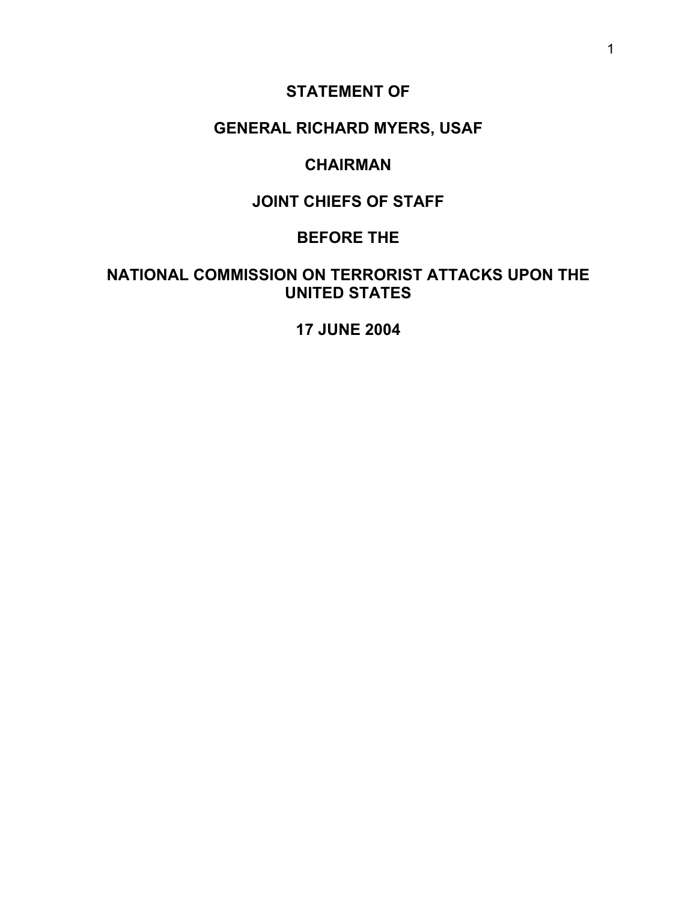# STATEMENT OF

# GENERAL RICHARD MYERS, USAF

# CHAIRMAN

# JOINT CHIEFS OF STAFF

# BEFORE THE

# NATIONAL COMMISSION ON TERRORIST ATTACKS UPON THE UNITED STATES

# 17 JUNE 2004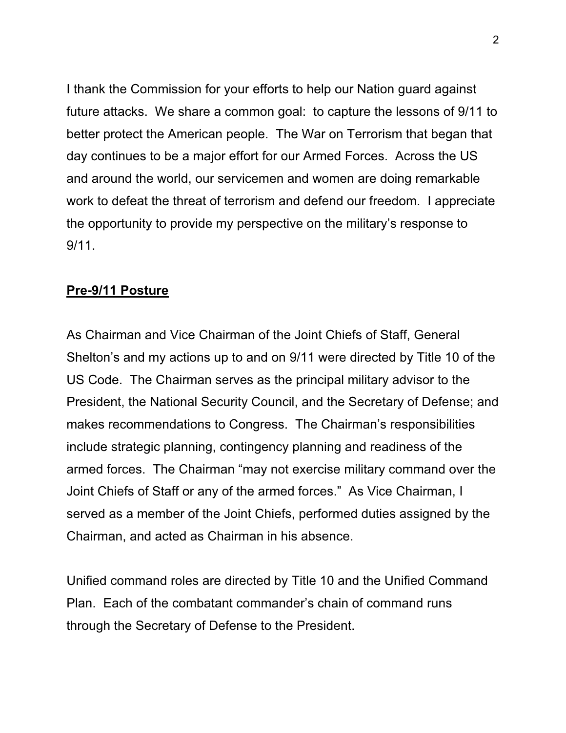I thank the Commission for your efforts to help our Nation guard against future attacks. We share a common goal: to capture the lessons of 9/11 to better protect the American people. The War on Terrorism that began that day continues to be a major effort for our Armed Forces. Across the US and around the world, our servicemen and women are doing remarkable work to defeat the threat of terrorism and defend our freedom. I appreciate the opportunity to provide my perspective on the military's response to 9/11.

## **Pre-9/11 Posture**

As Chairman and Vice Chairman of the Joint Chiefs of Staff, General Shelton's and my actions up to and on 9/11 were directed by Title 10 of the US Code. The Chairman serves as the principal military advisor to the President, the National Security Council, and the Secretary of Defense; and makes recommendations to Congress. The Chairman's responsibilities include strategic planning, contingency planning and readiness of the armed forces. The Chairman "may not exercise military command over the Joint Chiefs of Staff or any of the armed forces." As Vice Chairman, I served as a member of the Joint Chiefs, performed duties assigned by the Chairman, and acted as Chairman in his absence.

Unified command roles are directed by Title 10 and the Unified Command Plan. Each of the combatant commander's chain of command runs through the Secretary of Defense to the President.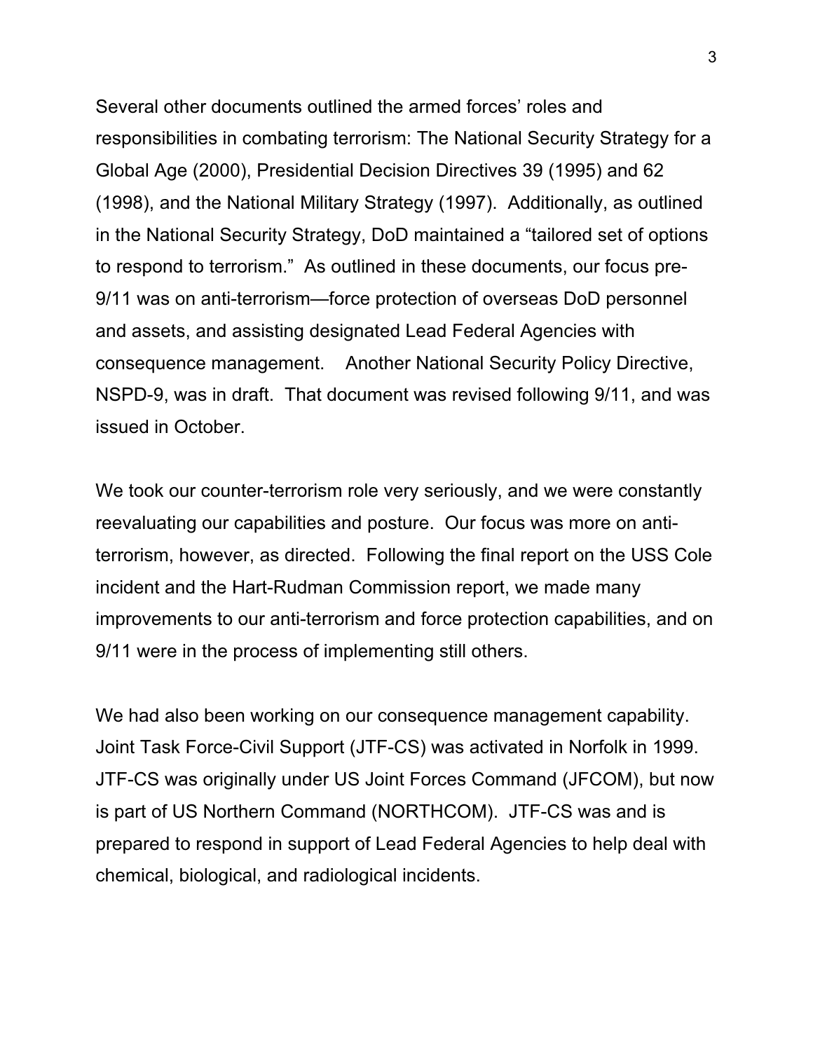Several other documents outlined the armed forces' roles and responsibilities in combating terrorism: The National Security Strategy for a Global Age (2000), Presidential Decision Directives 39 (1995) and 62 (1998), and the National Military Strategy (1997). Additionally, as outlined in the National Security Strategy, DoD maintained a "tailored set of options to respond to terrorism." As outlined in these documents, our focus pre-9/11 was on anti-terrorism—force protection of overseas DoD personnel and assets, and assisting designated Lead Federal Agencies with consequence management. Another National Security Policy Directive, NSPD-9, was in draft. That document was revised following 9/11, and was issued in October.

We took our counter-terrorism role very seriously, and we were constantly reevaluating our capabilities and posture. Our focus was more on anti-terrorism, however, as directed. Following the final report on the USS Cole incident and the Hart-Rudman Commission report, we made many improvements to our anti-terrorism and force protection capabilities, and on 9/11 were in the process of implementing still others.

We had also been working on our consequence management capability. Joint Task Force-Civil Support (JTF-CS) was activated in Norfolk in 1999. JTF-CS was originally under US Joint Forces Command (JFCOM), but now is part of US Northern Command (NORTHCOM). JTF-CS was and is prepared to respond in support of Lead Federal Agencies to help deal with chemical, biological, and radiological incidents.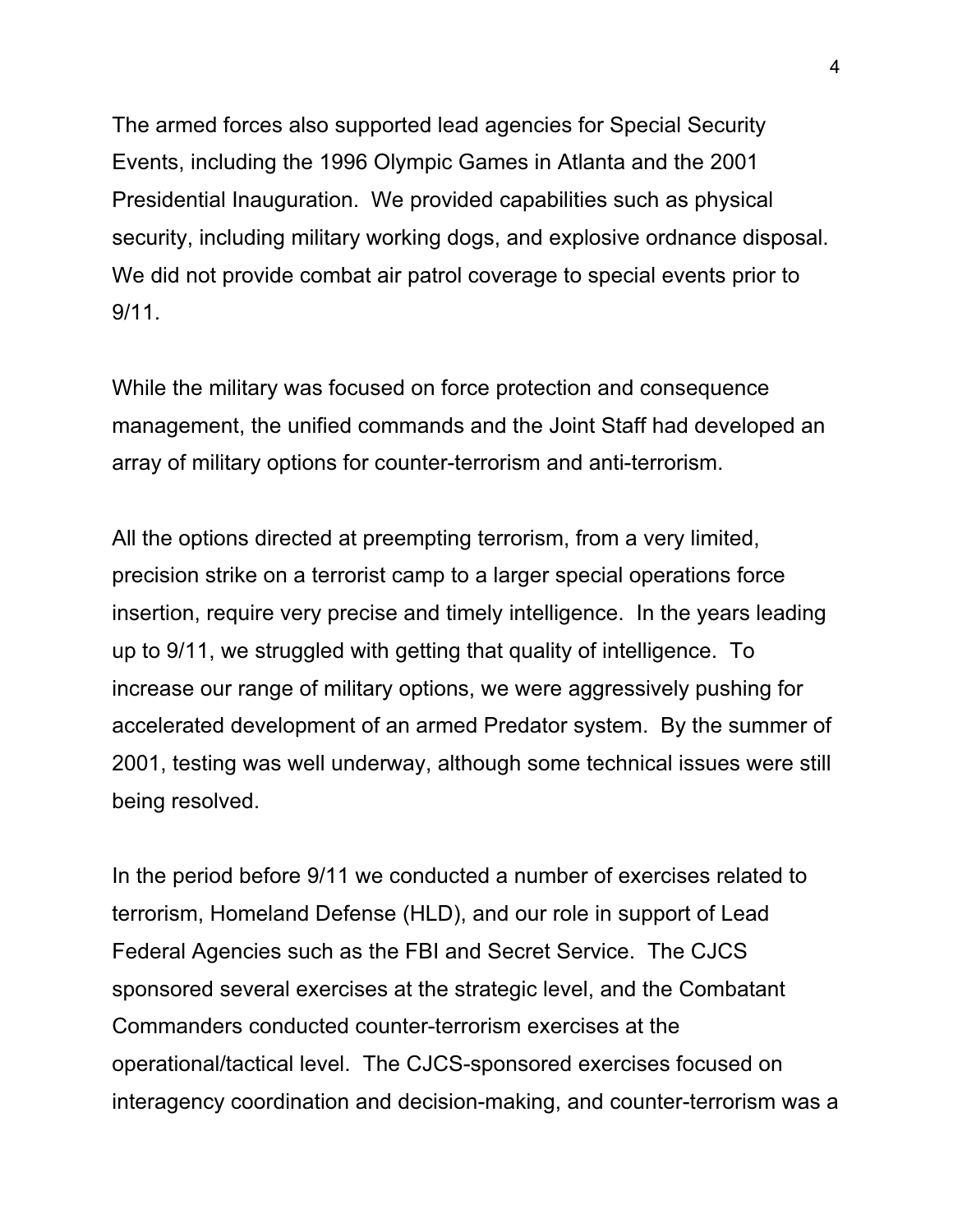The armed forces also supported lead agencies for Special Security Events, including the 1996 Olympic Games in Atlanta and the 2001 Presidential Inauguration. We provided capabilities such as physical security, including military working dogs, and explosive ordnance disposal. We did not provide combat air patrol coverage to special events prior to 9/11.

While the military was focused on force protection and consequence management, the unified commands and the Joint Staff had developed an array of military options for counter-terrorism and anti-terrorism.

All the options directed at preempting terrorism, from a very limited, precision strike on a terrorist camp to a larger special operations force insertion, require very precise and timely intelligence. In the years leading up to 9/11, we struggled with getting that quality of intelligence. To increase our range of military options, we were aggressively pushing for accelerated development of an armed Predator system. By the summer of 2001, testing was well underway, although some technical issues were still being resolved.

In the period before 9/11 we conducted a number of exercises related to terrorism, Homeland Defense (HLD), and our role in support of Lead Federal Agencies such as the FBI and Secret Service. The CJCS sponsored several exercises at the strategic level, and the Combatant Commanders conducted counter-terrorism exercises at the operational/tactical level. The CJCS-sponsored exercises focused on interagency coordination and decision-making, and counter-terrorism was a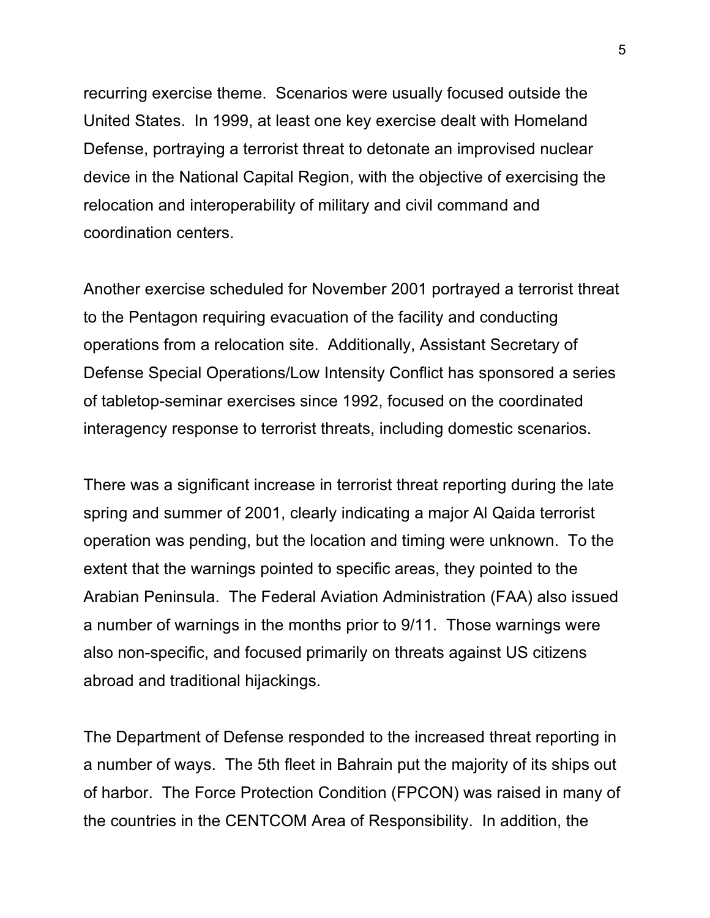recurring exercise theme. Scenarios were usually focused outside the United States. In 1999, at least one key exercise dealt with Homeland Defense, portraying a terrorist threat to detonate an improvised nuclear device in the National Capital Region, with the objective of exercising the relocation and interoperability of military and civil command and coordination centers.

Another exercise scheduled for November 2001 portrayed a terrorist threat to the Pentagon requiring evacuation of the facility and conducting operations from a relocation site. Additionally, Assistant Secretary of Defense Special Operations/Low Intensity Conflict has sponsored a series of tabletop-seminar exercises since 1992, focused on the coordinated interagency response to terrorist threats, including domestic scenarios.

There was a significant increase in terrorist threat reporting during the late spring and summer of 2001, clearly indicating a major Al Qaida terrorist operation was pending, but the location and timing were unknown. To the extent that the warnings pointed to specific areas, they pointed to the Arabian Peninsula. The Federal Aviation Administration (FAA) also issued a number of warnings in the months prior to 9/11. Those warnings were also non-specific, and focused primarily on threats against US citizens abroad and traditional hijackings.

The Department of Defense responded to the increased threat reporting in a number of ways. The 5th fleet in Bahrain put the majority of its ships out of harbor. The Force Protection Condition (FPCON) was raised in many of the countries in the CENTCOM Area of Responsibility. In addition, the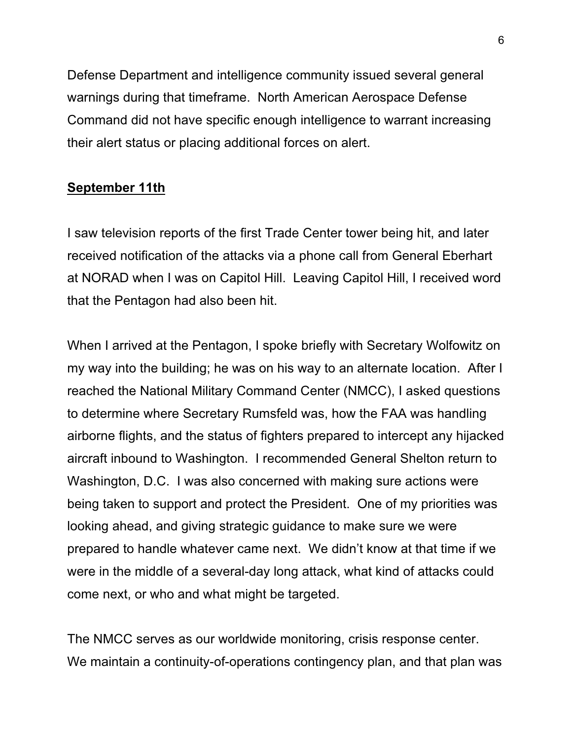Defense Department and intelligence community issued several general warnings during that timeframe. North American Aerospace Defense Command did not have specific enough intelligence to warrant increasing their alert status or placing additional forces on alert.

**<u>September 11th</u>**

I saw television reports of the first Trade Center tower being hit, and later received notification of the attacks via a phone call from General Eberhart at NORAD when I was on Capitol Hill. Leaving Capitol Hill, I received word that the Pentagon had also been hit.

When I arrived at the Pentagon, I spoke briefly with Secretary Wolfowitz on my way into the building; he was on his way to an alternate location. After I reached the National Military Command Center (NMCC), I asked questions to determine where Secretary Rumsfeld was, how the FAA was handling airborne flights, and the status of fighters prepared to intercept any hijacked aircraft inbound to Washington. I recommended General Shelton return to Washington, D.C. I was also concerned with making sure actions were being taken to support and protect the President. One of my priorities was looking ahead, and giving strategic guidance to make sure we were prepared to handle whatever came next. We didn't know at that time if we were in the middle of a several-day long attack, what kind of attacks could come next, or who and what might be targeted.

The NMCC serves as our worldwide monitoring, crisis response center. We maintain a continuity-of-operations contingency plan, and that plan was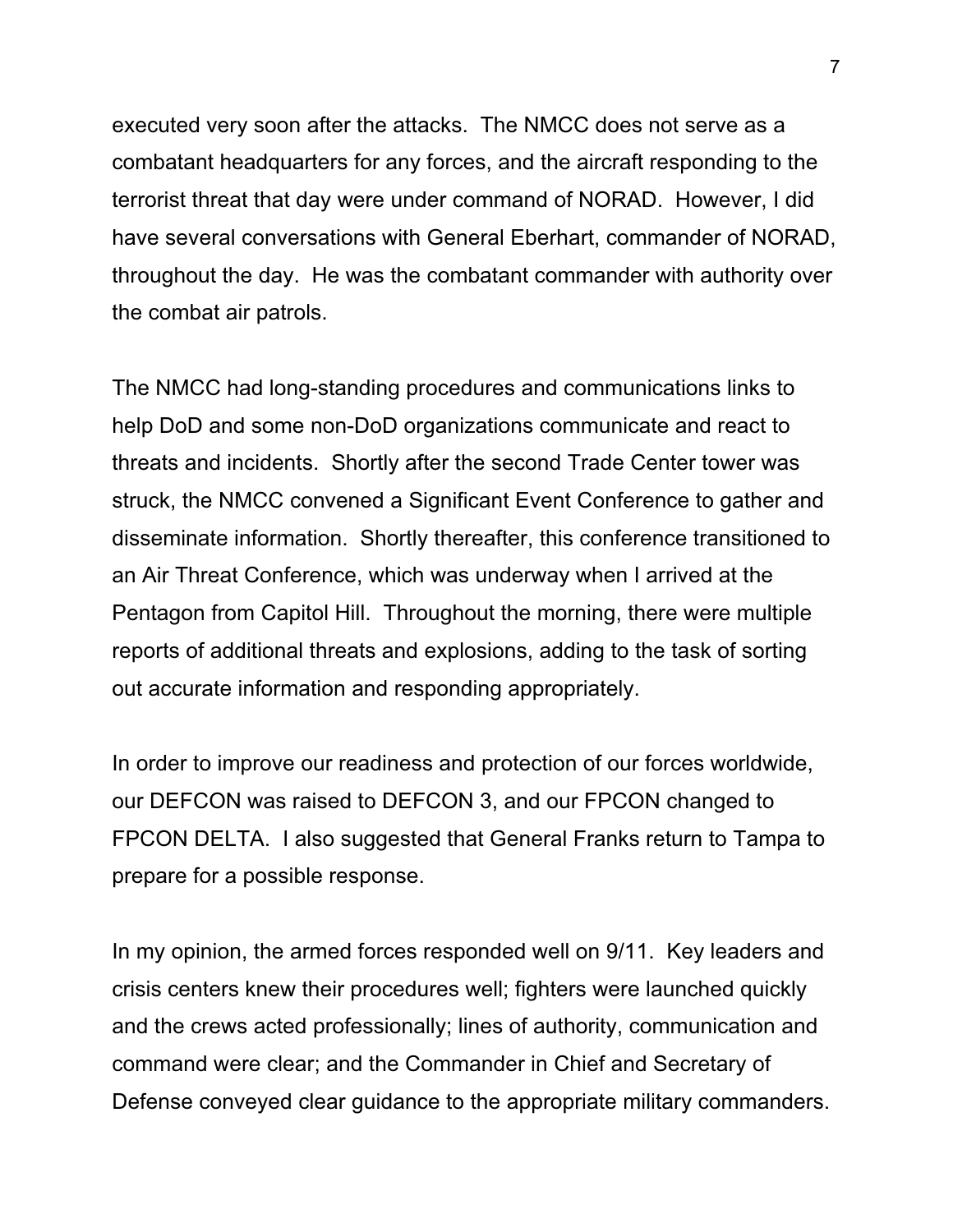executed very soon after the attacks. The NMCC does not serve as a combatant headquarters for any forces, and the aircraft responding to the terrorist threat that day were under command of NORAD. However, I did have several conversations with General Eberhart, commander of NORAD, throughout the day. He was the combatant commander with authority over the combat air patrols.

The NMCC had long-standing procedures and communications links to help DoD and some non-DoD organizations communicate and react to threats and incidents. Shortly after the second Trade Center tower was struck, the NMCC convened a Significant Event Conference to gather and disseminate information. Shortly thereafter, this conference transitioned to an Air Threat Conference, which was underway when I arrived at the Pentagon from Capitol Hill. Throughout the morning, there were multiple reports of additional threats and explosions, adding to the task of sorting out accurate information and responding appropriately.

In order to improve our readiness and protection of our forces worldwide, our DEFCON was raised to DEFCON 3, and our FPCON changed to FPCON DELTA. I also suggested that General Franks return to Tampa to prepare for a possible response.

In my opinion, the armed forces responded well on 9/11. Key leaders and crisis centers knew their procedures well; fighters were launched quickly and the crews acted professionally; lines of authority, communication and command were clear; and the Commander in Chief and Secretary of Defense conveyed clear guidance to the appropriate military commanders.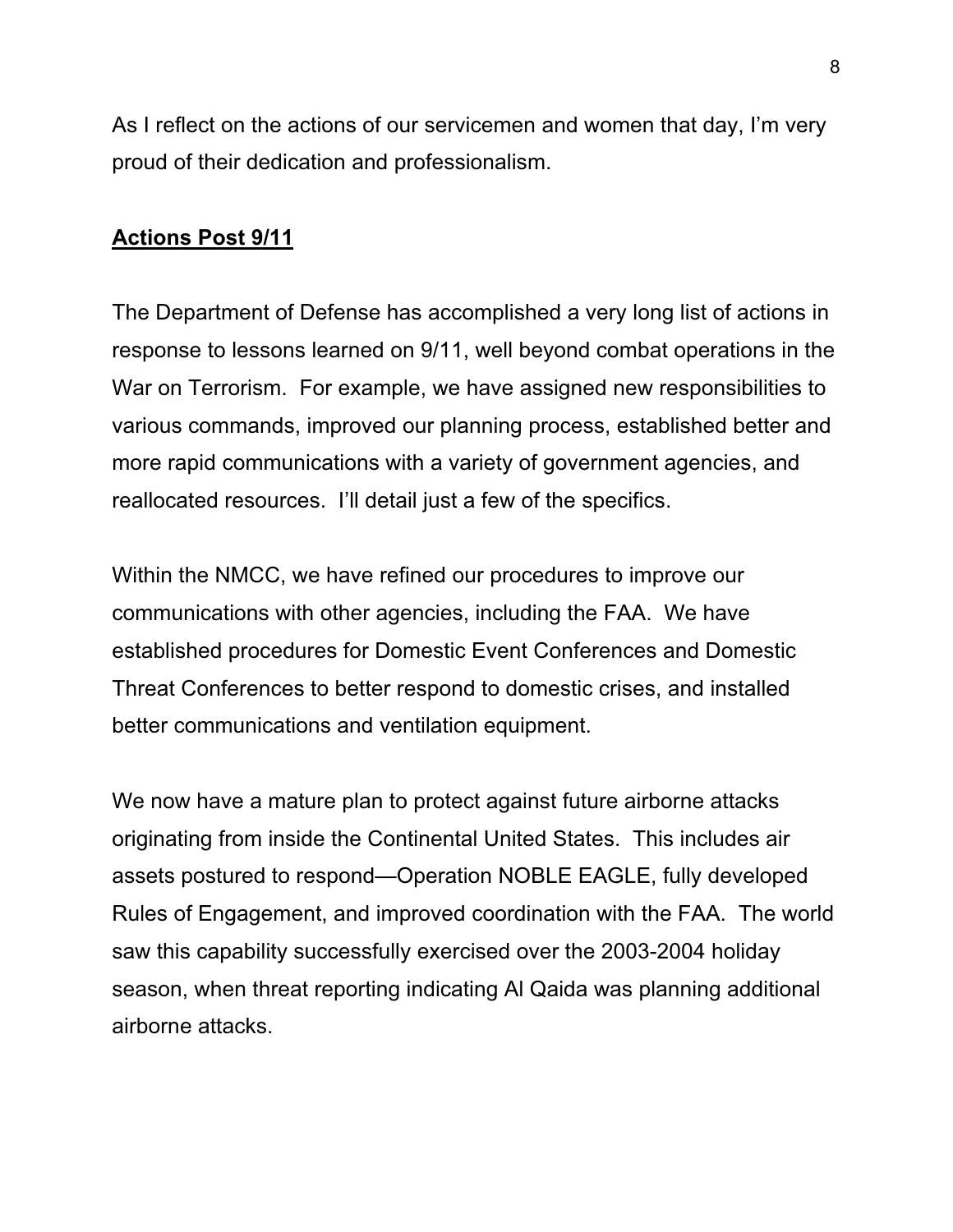As I reflect on the actions of our servicemen and women that day, I'm very proud of their dedication and professionalism.

## **Actions Post 9/11**

The Department of Defense has accomplished a very long list of actions in response to lessons learned on 9/11, well beyond combat operations in the War on Terrorism. For example, we have assigned new responsibilities to various commands, improved our planning process, established better and more rapid communications with a variety of government agencies, and reallocated resources. I'll detail just a few of the specifics.

Within the NMCC, we have refined our procedures to improve our communications with other agencies, including the FAA. We have established procedures for Domestic Event Conferences and Domestic Threat Conferences to better respond to domestic crises, and installed better communications and ventilation equipment.

We now have a mature plan to protect against future airborne attacks originating from inside the Continental United States. This includes air assets postured to respond—Operation NOBLE EAGLE, fully developed Rules of Engagement, and improved coordination with the FAA. The world saw this capability successfully exercised over the 2003-2004 holiday season, when threat reporting indicating Al Qaida was planning additional airborne attacks.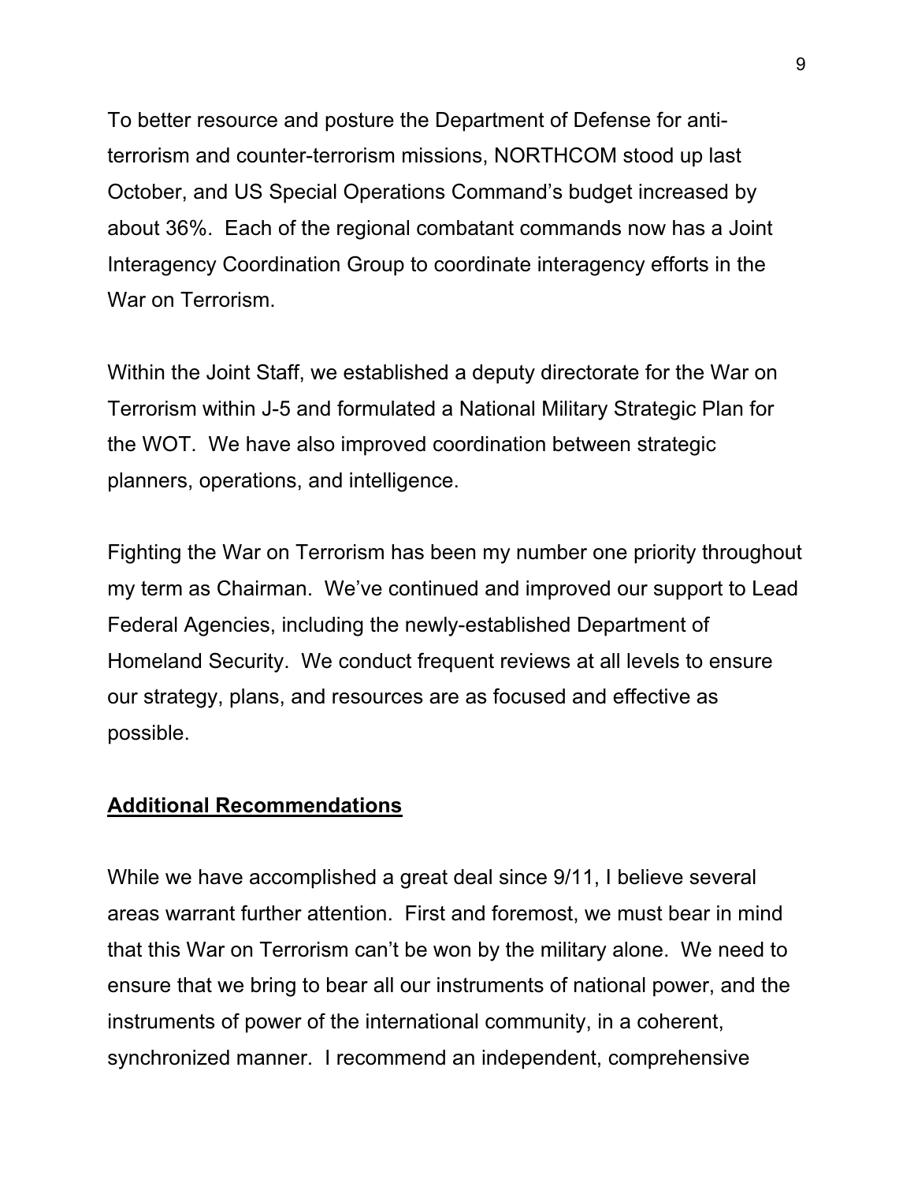To better resource and posture the Department of Defense for anti-terrorism and counter-terrorism missions, NORTHCOM stood up last October, and US Special Operations Command's budget increased by about 36%. Each of the regional combatant commands now has a Joint Interagency Coordination Group to coordinate interagency efforts in the War on Terrorism.

Within the Joint Staff, we established a deputy directorate for the War on Terrorism within J-5 and formulated a National Military Strategic Plan for the WOT. We have also improved coordination between strategic planners, operations, and intelligence.

Fighting the War on Terrorism has been my number one priority throughout my term as Chairman. We've continued and improved our support to Lead Federal Agencies, including the newly-established Department of Homeland Security. We conduct frequent reviews at all levels to ensure our strategy, plans, and resources are as focused and effective as possible.

## Additional Recommendations

While we have accomplished a great deal since 9/11, I believe several areas warrant further attention. First and foremost, we must bear in mind that this War on Terrorism can't be won by the military alone. We need to ensure that we bring to bear all our instruments of national power, and the instruments of power of the international community, in a coherent, synchronized manner. I recommend an independent, comprehensive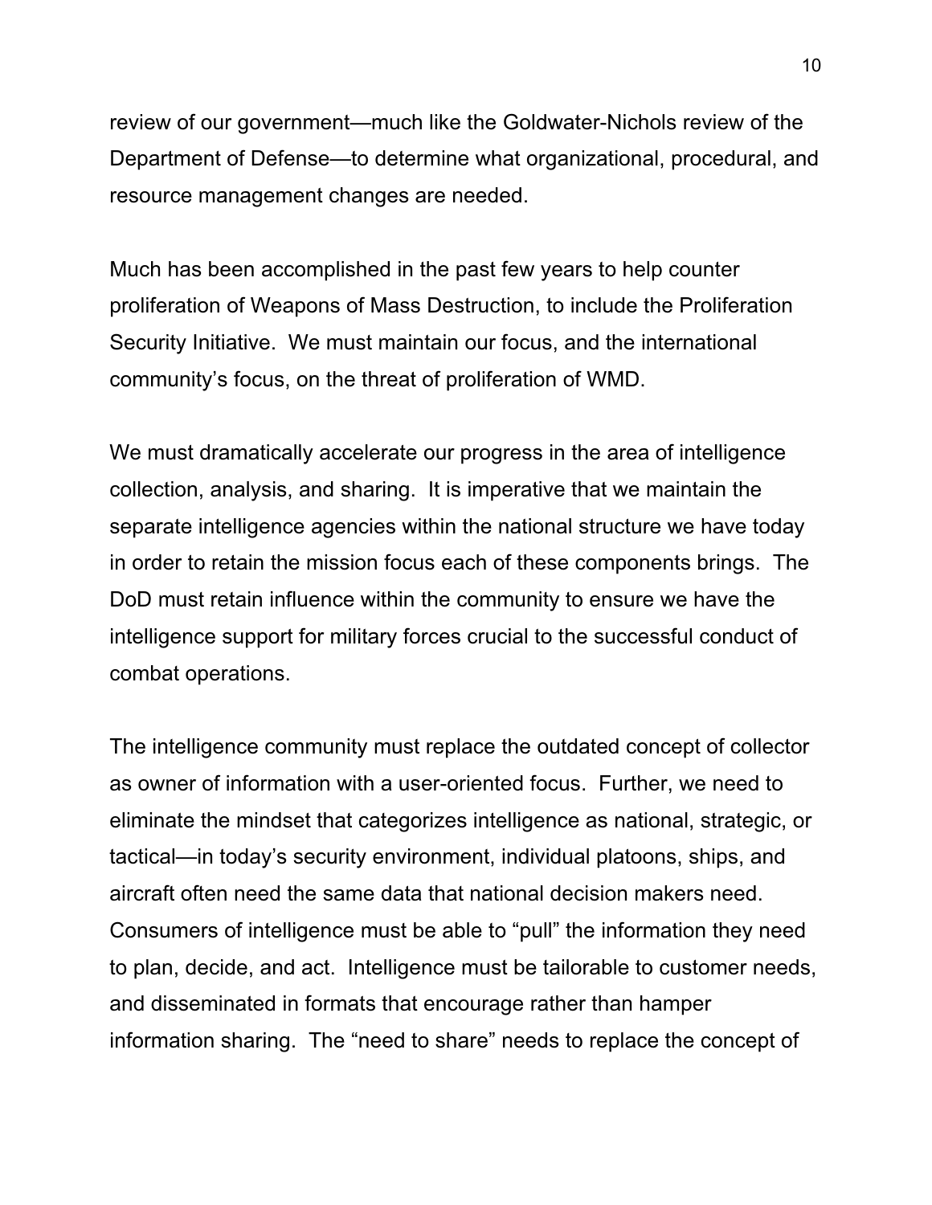review of our government—much like the Goldwater-Nichols review of the Department of Defense—to determine what organizational, procedural, and resource management changes are needed.

Much has been accomplished in the past few years to help counter proliferation of Weapons of Mass Destruction, to include the Proliferation Security Initiative. We must maintain our focus, and the international community's focus, on the threat of proliferation of WMD.

We must dramatically accelerate our progress in the area of intelligence collection, analysis, and sharing. It is imperative that we maintain the separate intelligence agencies within the national structure we have today in order to retain the mission focus each of these components brings. The DoD must retain influence within the community to ensure we have the intelligence support for military forces crucial to the successful conduct of combat operations.

The intelligence community must replace the outdated concept of collector as owner of information with a user-oriented focus. Further, we need to eliminate the mindset that categorizes intelligence as national, strategic, or tactical—in today's security environment, individual platoons, ships, and aircraft often need the same data that national decision makers need. Consumers of intelligence must be able to "pull" the information they need to plan, decide, and act. Intelligence must be tailorable to customer needs, and disseminated in formats that encourage rather than hamper information sharing. The "need to share" needs to replace the concept of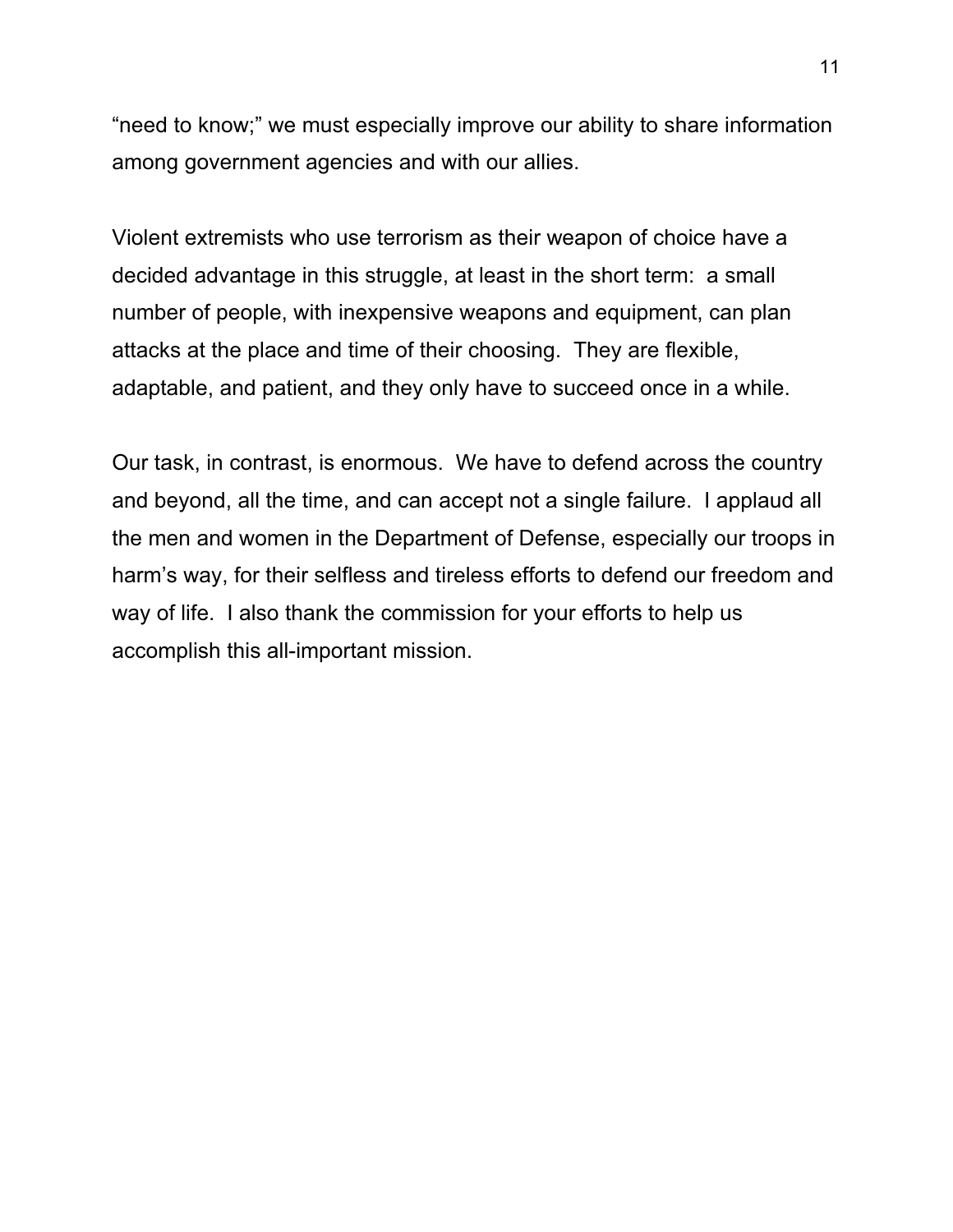"need to know;" we must especially improve our ability to share information among government agencies and with our allies.

Violent extremists who use terrorism as their weapon of choice have a decided advantage in this struggle, at least in the short term: a small number of people, with inexpensive weapons and equipment, can plan attacks at the place and time of their choosing. They are flexible, adaptable, and patient, and they only have to succeed once in a while.

Our task, in contrast, is enormous. We have to defend across the country and beyond, all the time, and can accept not a single failure. I applaud all the men and women in the Department of Defense, especially our troops in harm's way, for their selfless and tireless efforts to defend our freedom and way of life. I also thank the commission for your efforts to help us accomplish this all-important mission.